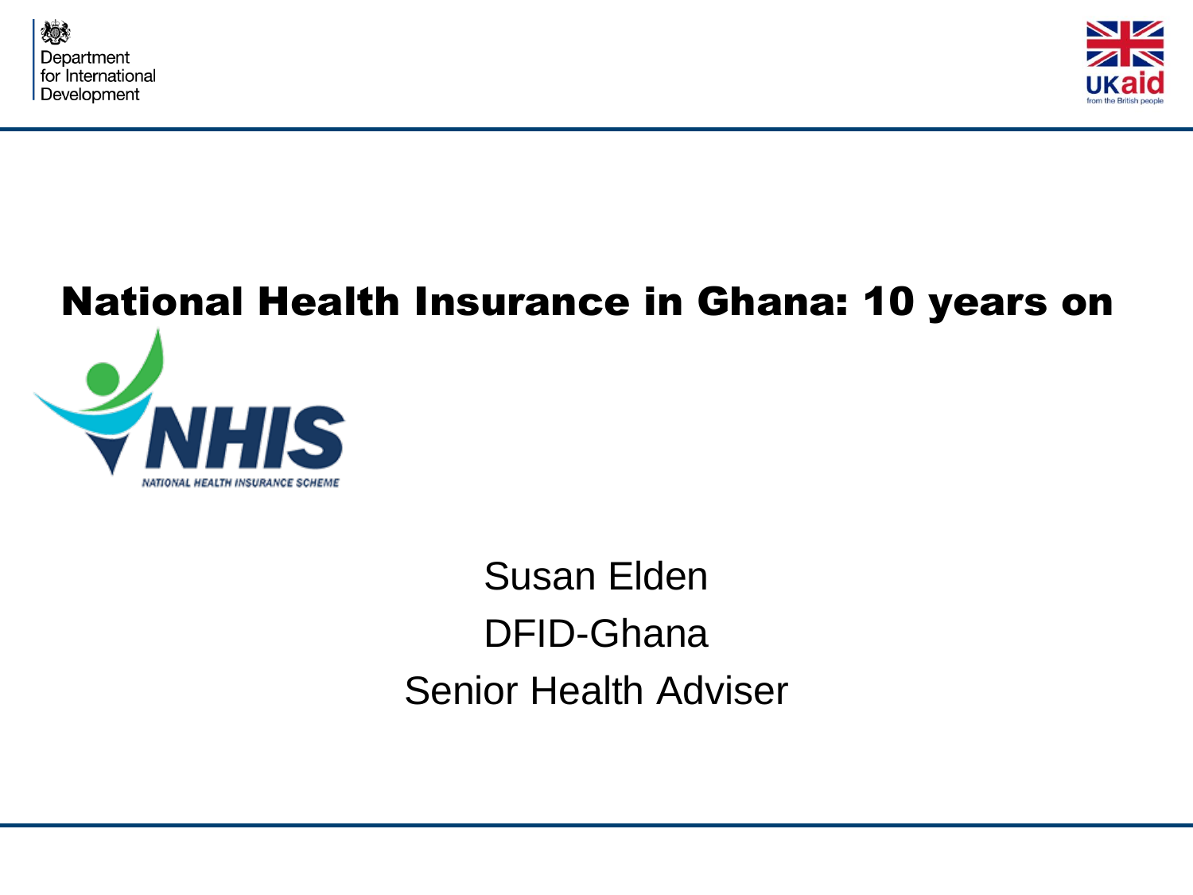Department for International Development

UKaid from the British people

# National Health Insurance in Ghana: 10 years on

NHIS NATIONAL HEALTH INSURANCE SCHEME

Susan Elden

DFID-Ghana

Senior Health Adviser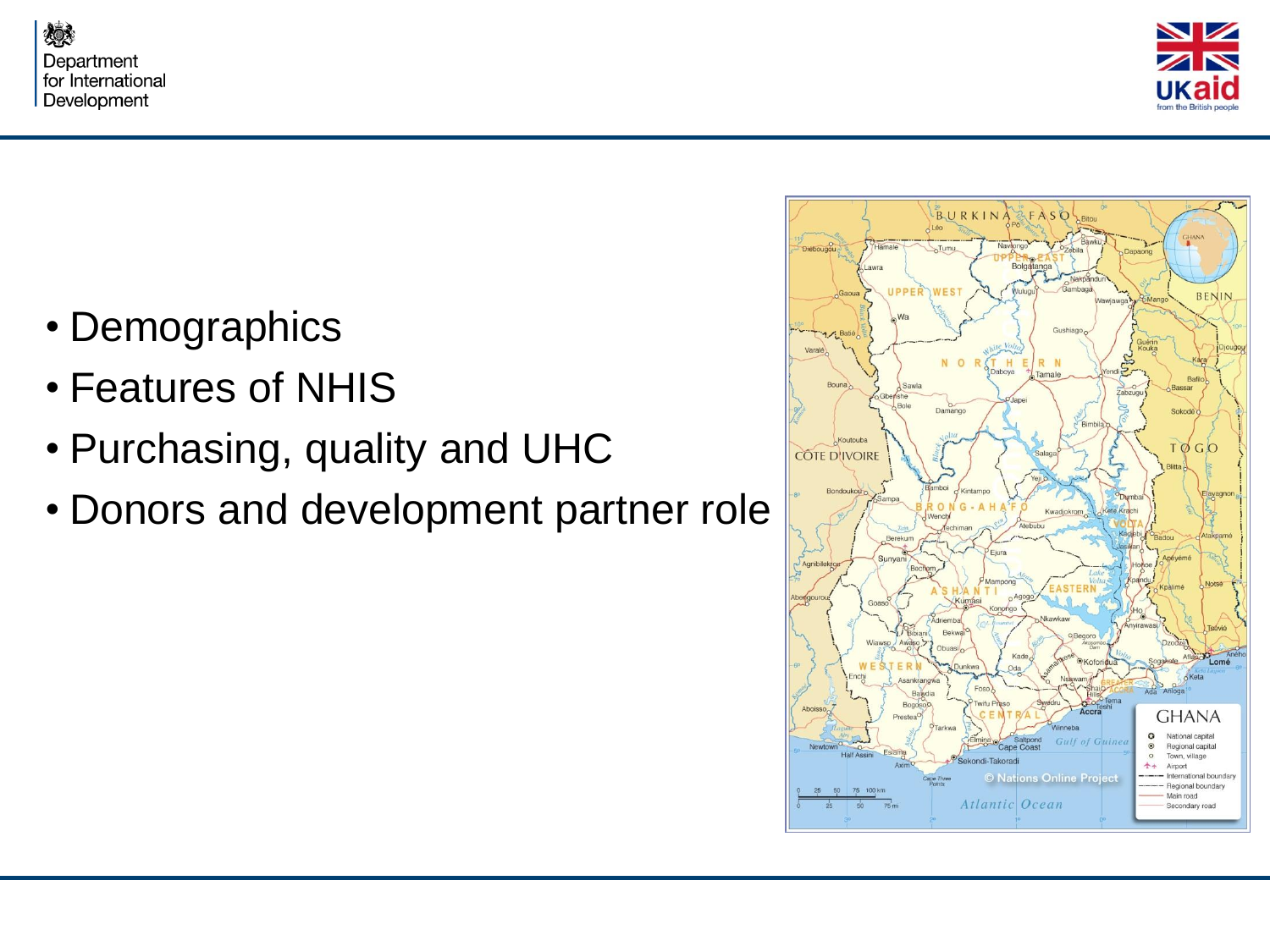- Demographics
- Features of NHIS
- Purchasing, quality and UHC
- Donors and development partner role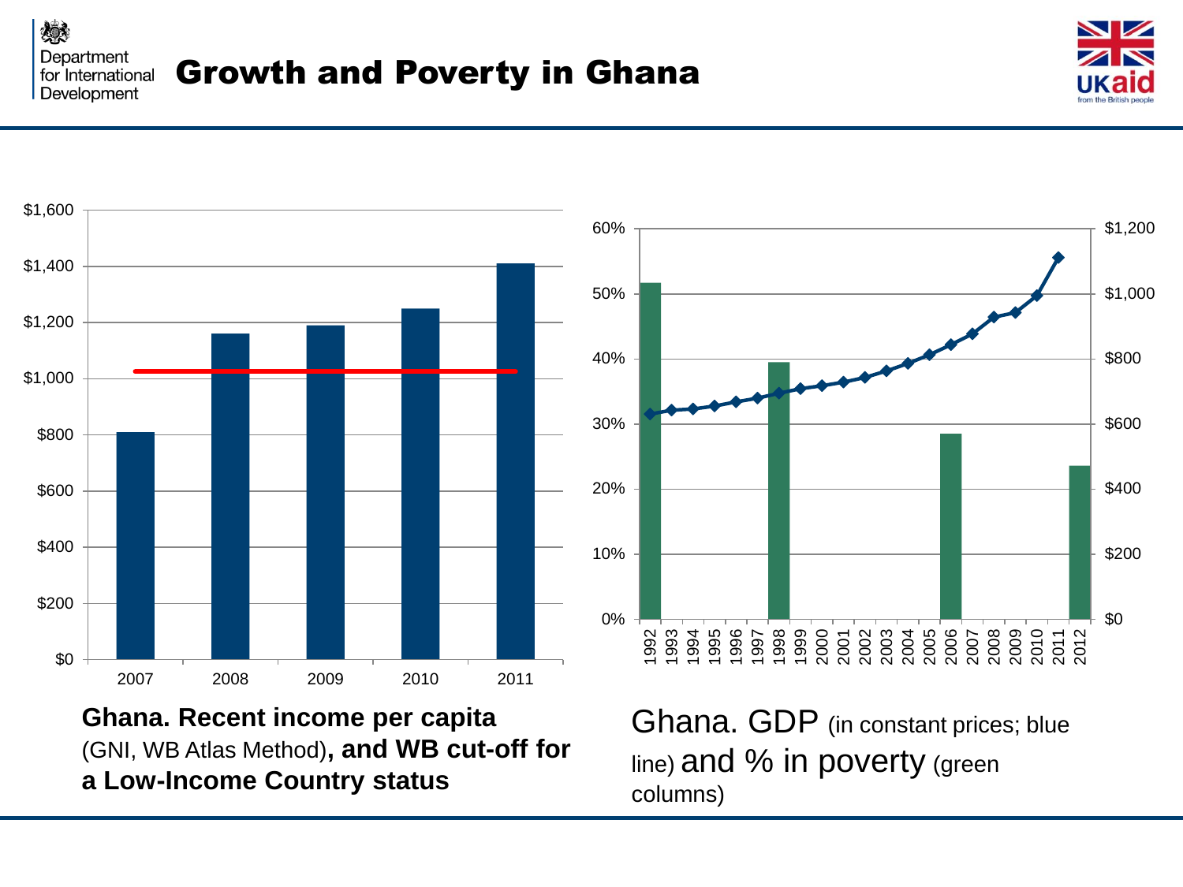# Growth and Poverty in Ghana

**Ghana. Recent income per capita** (GNI, WB Atlas Method)**, and WB cut-off for a Low-Income Country status**

Ghana. GDP (in constant prices; blue line) and % in poverty (green columns)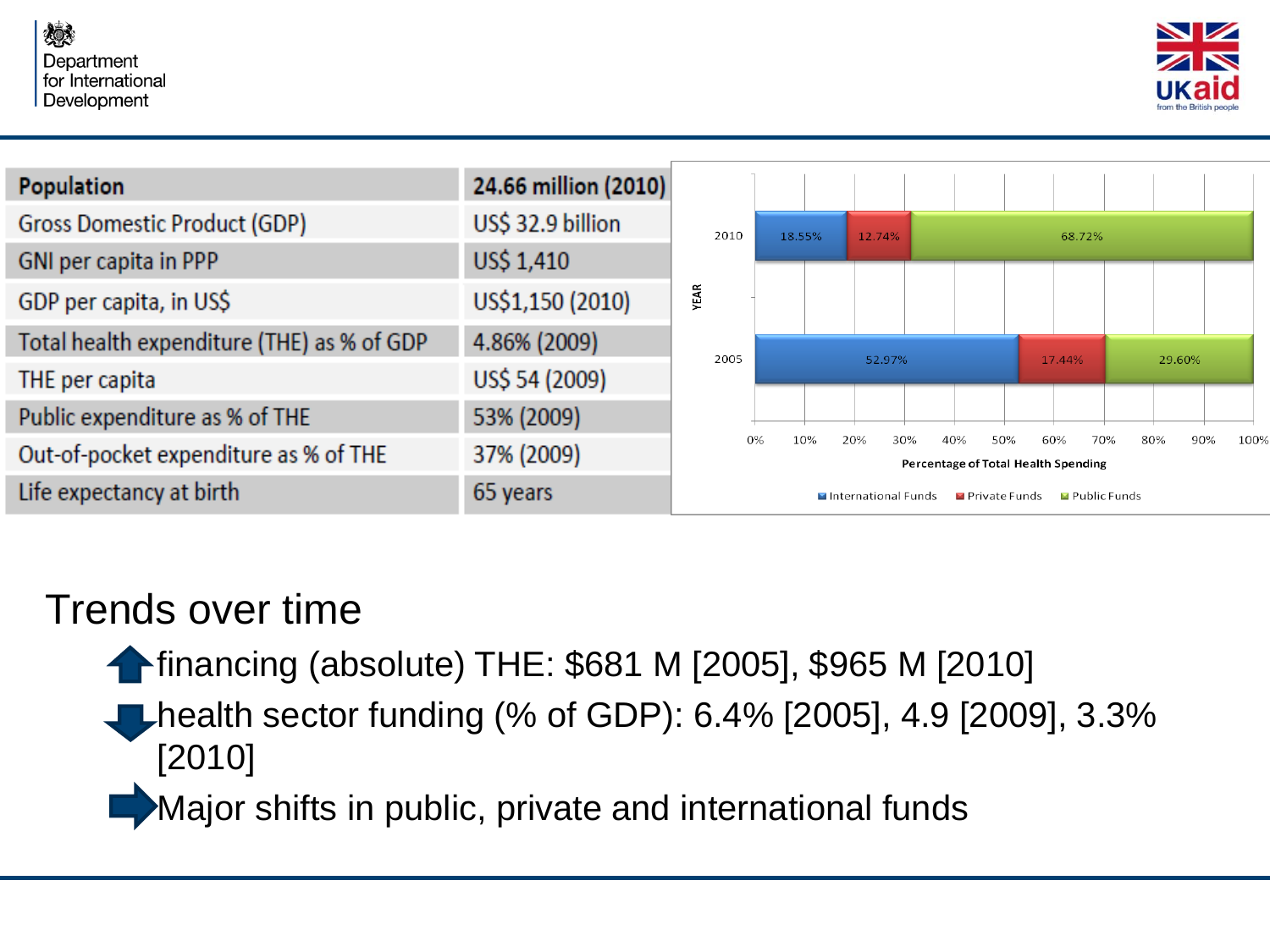| Population | 24.66 million (2010) |
| --- | --- |
| Gross Domestic Product (GDP) | US$ 32.9 billion |
| GNI per capita in PPP | US$ 1,410 |
| GDP per capita, in US$ | US$1,150 (2010) |
| Total health expenditure (THE) as % of GDP | 4.86% (2009) |
| THE per capita | US$ 54 (2009) |
| Public expenditure as % of THE | 53% (2009) |
| Out-of-pocket expenditure as % of THE | 37% (2009) |
| Life expectancy at birth | 65 years |

Percentage of Total Health Spending

| YEAR | International Funds | Private Funds | Public Funds |
| --- | --- | --- | --- |
| 2010 | 18.55% | 12.74% | 68.72% |
| 2005 | 52.97% | 17.44% | 29.60% |

## Trends over time

- ⬆ financing (absolute) THE: $681 M [2005], $965 M [2010]
- ⬇ health sector funding (% of GDP): 6.4% [2005], 4.9 [2009], 3.3% [2010]
- ➡ Major shifts in public, private and international funds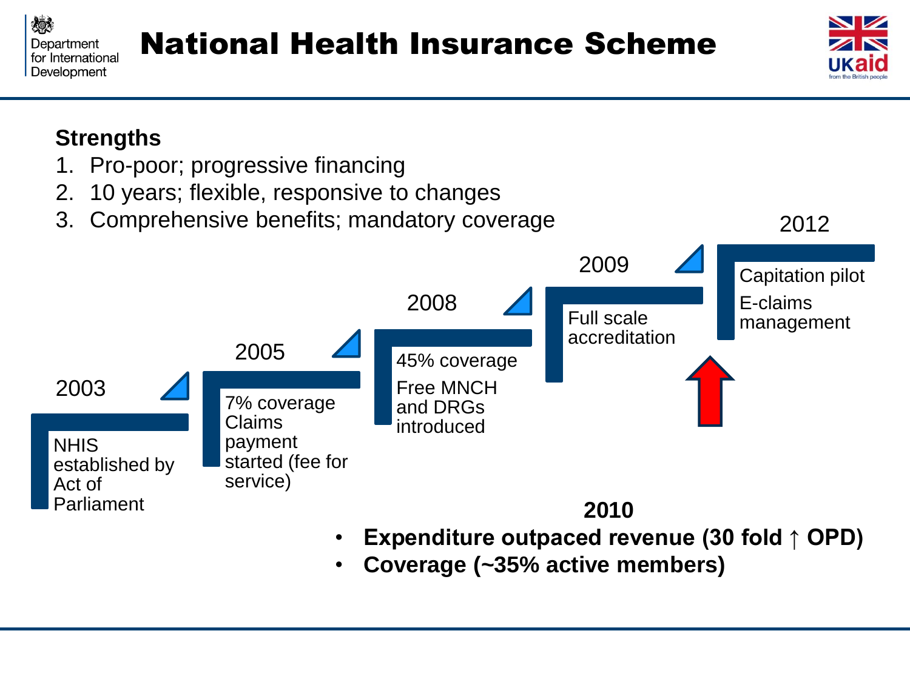# National Health Insurance Scheme

**Strengths**

1. Pro-poor; progressive financing
2. 10 years; flexible, responsive to changes
3. Comprehensive benefits; mandatory coverage

**2003**
NHIS established by Act of Parliament

**2005**
7% coverage
Claims payment started (fee for service)

**2008**
45% coverage
Free MNCH and DRGs introduced

**2009**
Full scale accreditation

**2012**
Capitation pilot
E-claims management

**2010**

- **Expenditure outpaced revenue (30 fold ↑ OPD)**
- **Coverage (~35% active members)**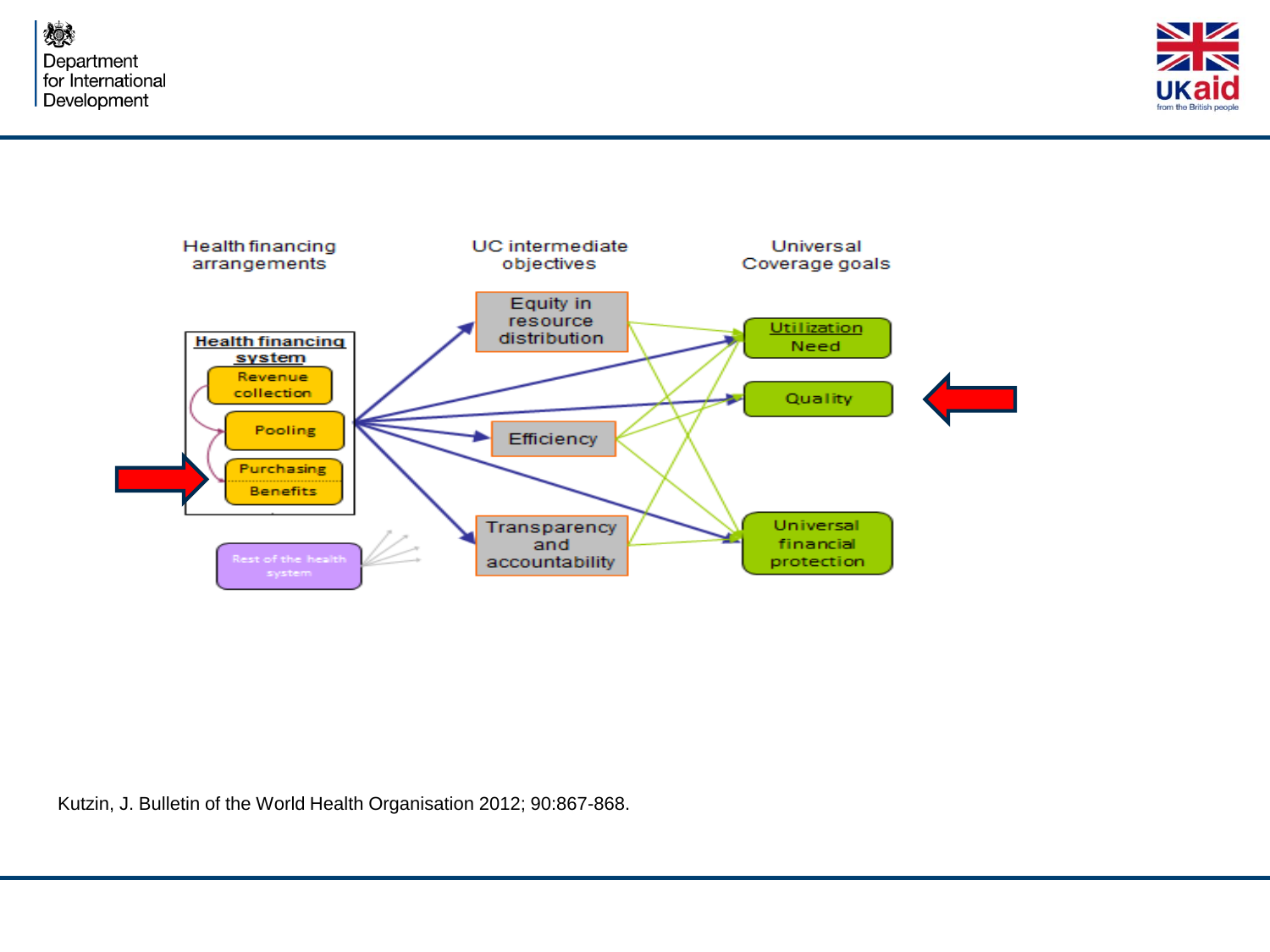Health financing arrangements

UC intermediate objectives

Universal Coverage goals

**Health financing system**

- Revenue collection
- Pooling
- Purchasing
- Benefits

Rest of the health system

Equity in resource distribution

Efficiency

Transparency and accountability

Utilization Need

Quality

Universal financial protection

Kutzin, J. Bulletin of the World Health Organisation 2012; 90:867-868.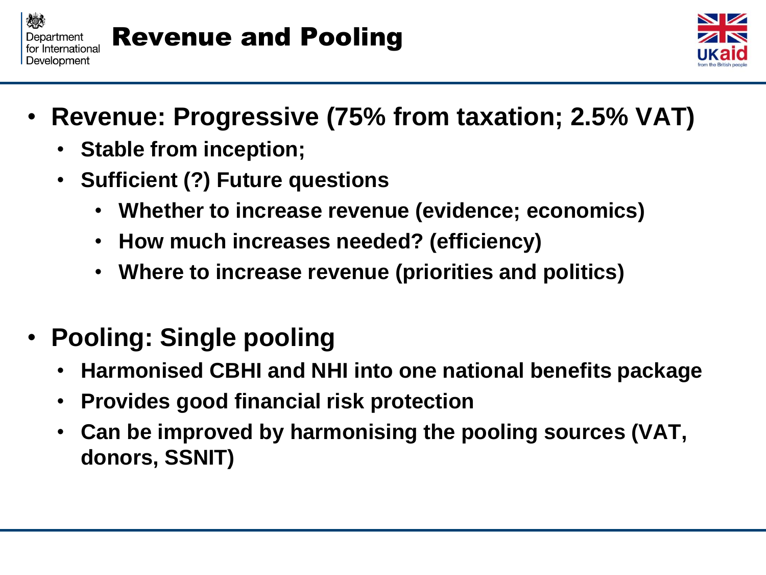# Revenue and Pooling

- **Revenue: Progressive (75% from taxation; 2.5% VAT)**
  - **Stable from inception;**
  - **Sufficient (?) Future questions**
    - **Whether to increase revenue (evidence; economics)**
    - **How much increases needed? (efficiency)**
    - **Where to increase revenue (priorities and politics)**

- **Pooling: Single pooling**
  - **Harmonised CBHI and NHI into one national benefits package**
  - **Provides good financial risk protection**
  - **Can be improved by harmonising the pooling sources (VAT, donors, SSNIT)**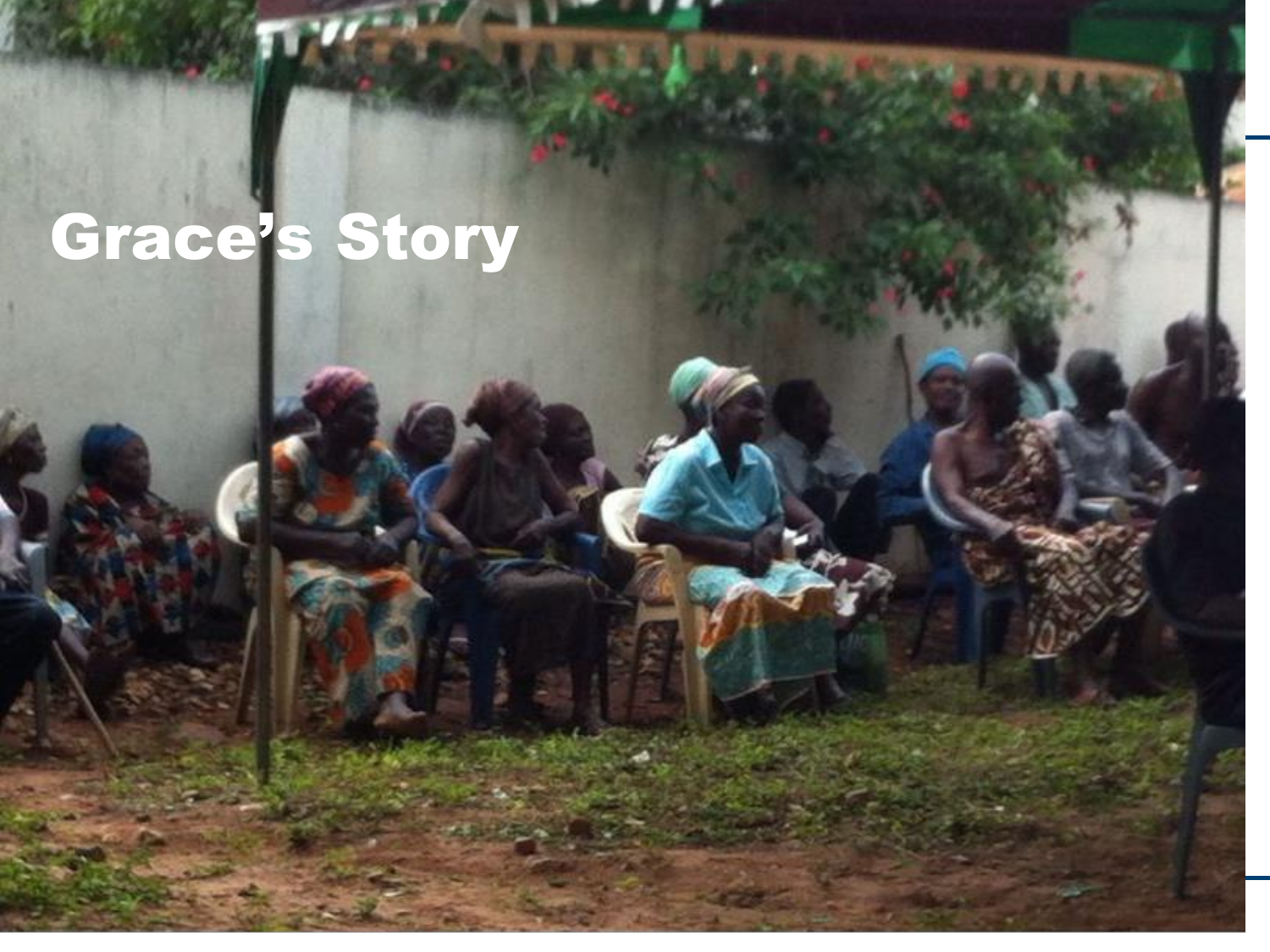# Grace's Story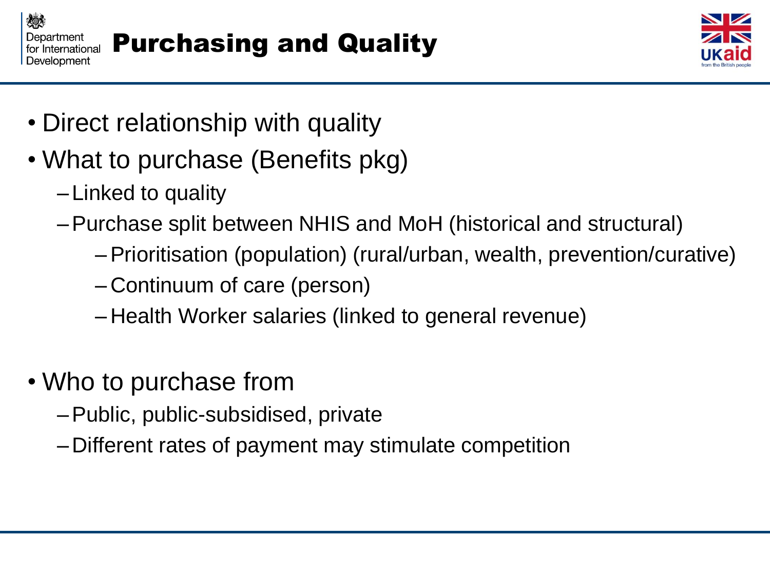# Purchasing and Quality

- Direct relationship with quality
- What to purchase (Benefits pkg)
  - Linked to quality
  - Purchase split between NHIS and MoH (historical and structural)
    - Prioritisation (population) (rural/urban, wealth, prevention/curative)
    - Continuum of care (person)
    - Health Worker salaries (linked to general revenue)
- Who to purchase from
  - Public, public-subsidised, private
  - Different rates of payment may stimulate competition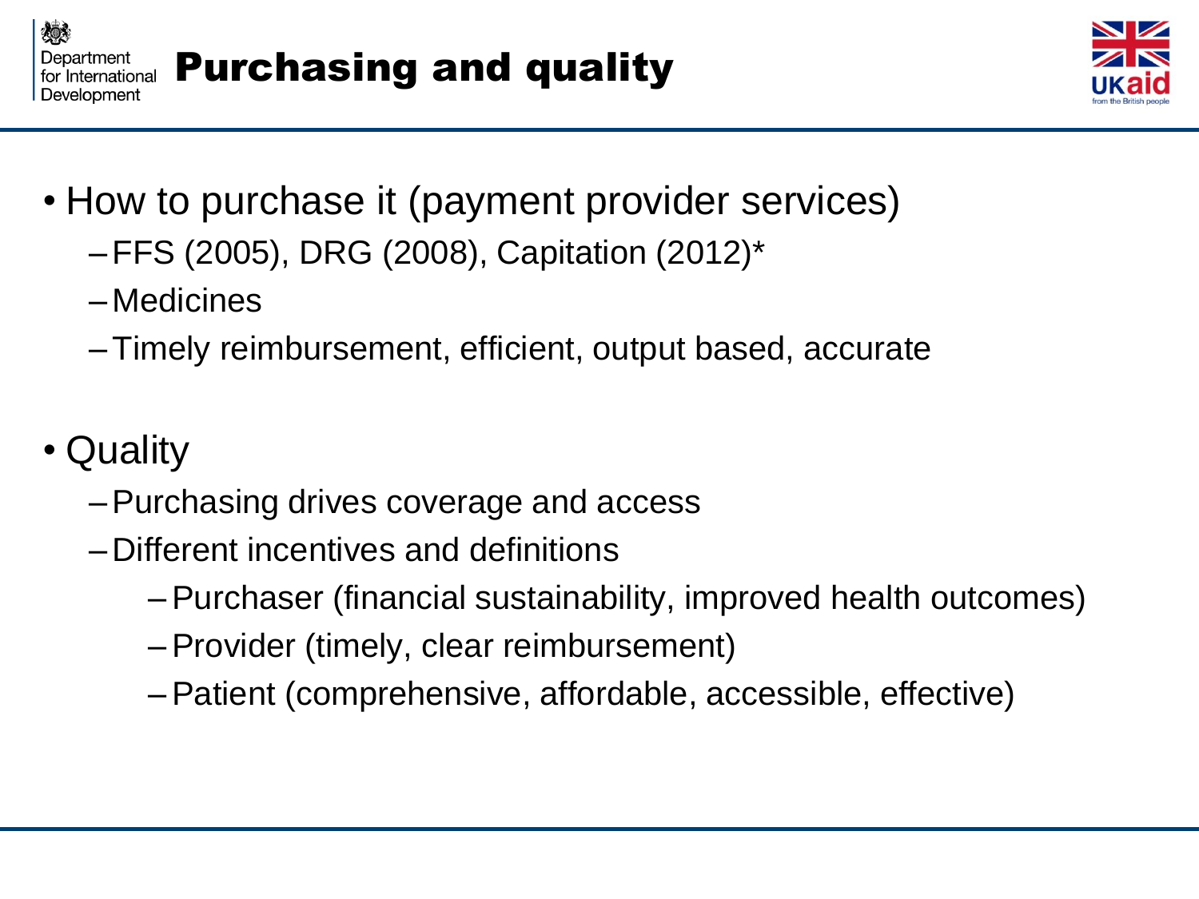# Purchasing and quality

- How to purchase it (payment provider services)
  - FFS (2005), DRG (2008), Capitation (2012)*
  - Medicines
  - Timely reimbursement, efficient, output based, accurate

- Quality
  - Purchasing drives coverage and access
  - Different incentives and definitions
    - Purchaser (financial sustainability, improved health outcomes)
    - Provider (timely, clear reimbursement)
    - Patient (comprehensive, affordable, accessible, effective)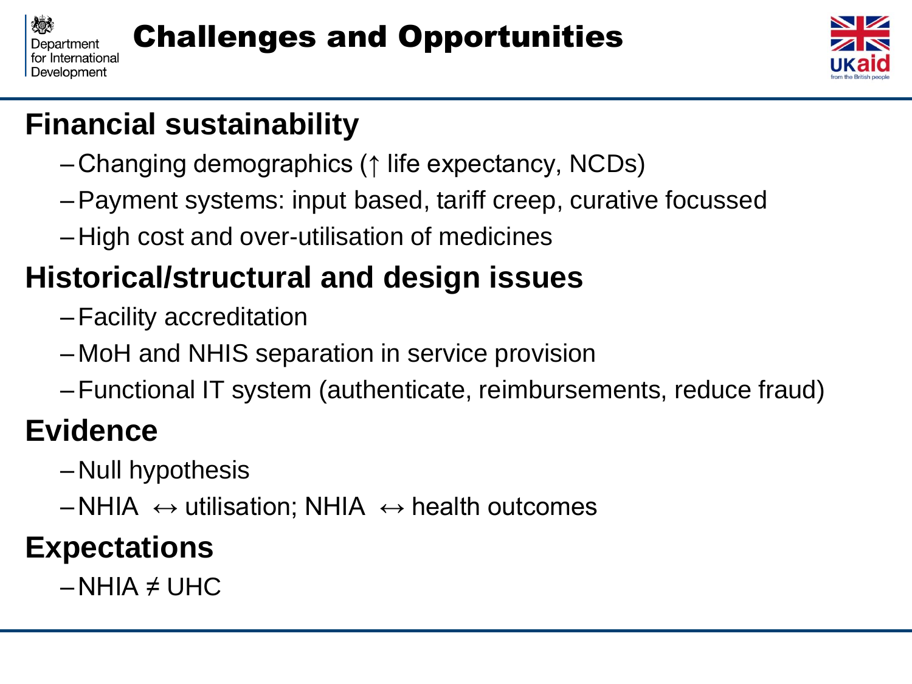# Challenges and Opportunities

## Financial sustainability

- Changing demographics (↑ life expectancy, NCDs)
- Payment systems: input based, tariff creep, curative focussed
- High cost and over-utilisation of medicines

## Historical/structural and design issues

- Facility accreditation
- MoH and NHIS separation in service provision
- Functional IT system (authenticate, reimbursements, reduce fraud)

## Evidence

- Null hypothesis
- NHIA ↔ utilisation; NHIA ↔ health outcomes

## Expectations

- NHIA ≠ UHC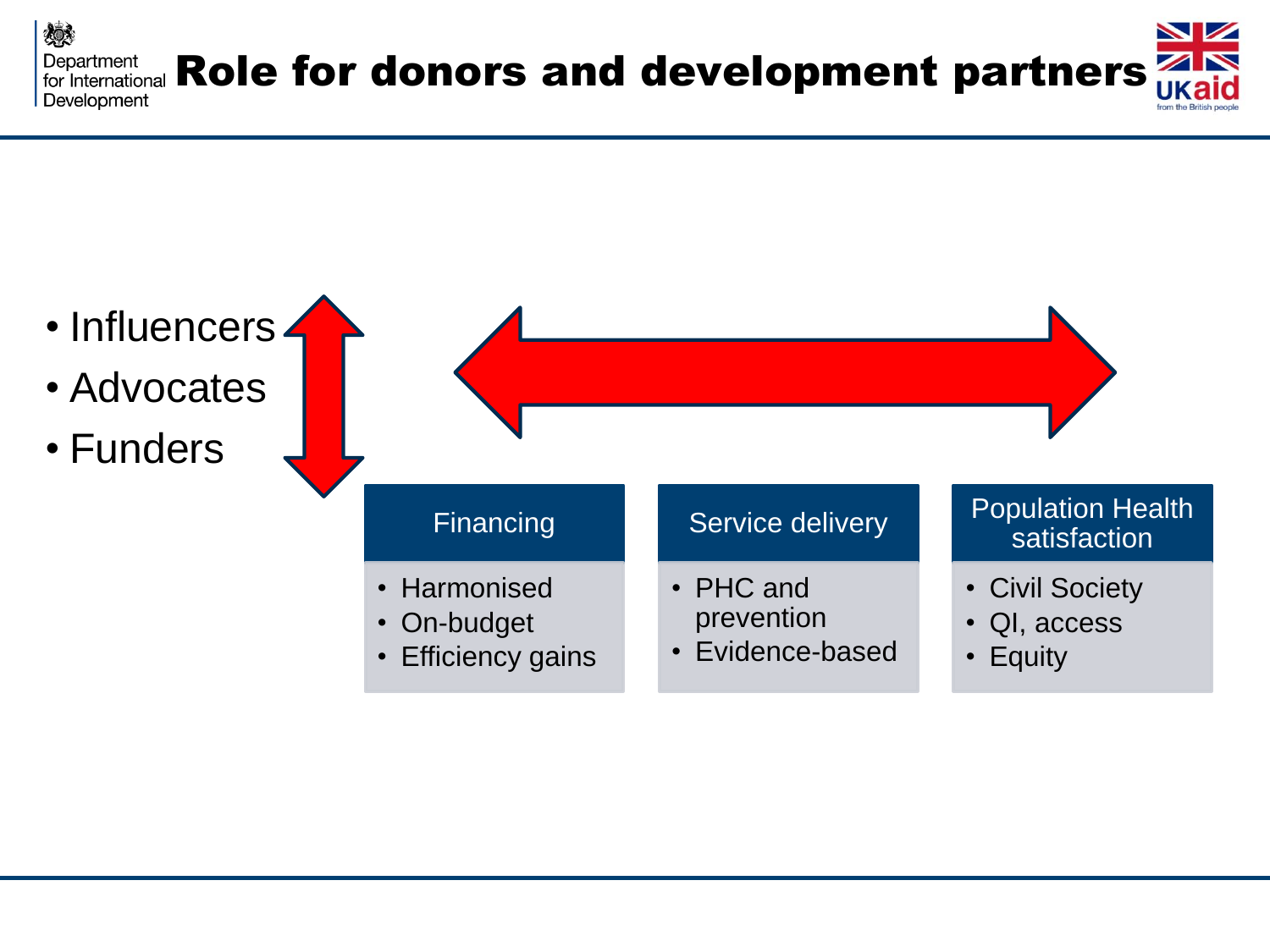# Role for donors and development partners

- Influencers
- Advocates
- Funders

### Financing

- Harmonised
- On-budget
- Efficiency gains

### Service delivery

- PHC and prevention
- Evidence-based

### Population Health satisfaction

- Civil Society
- QI, access
- Equity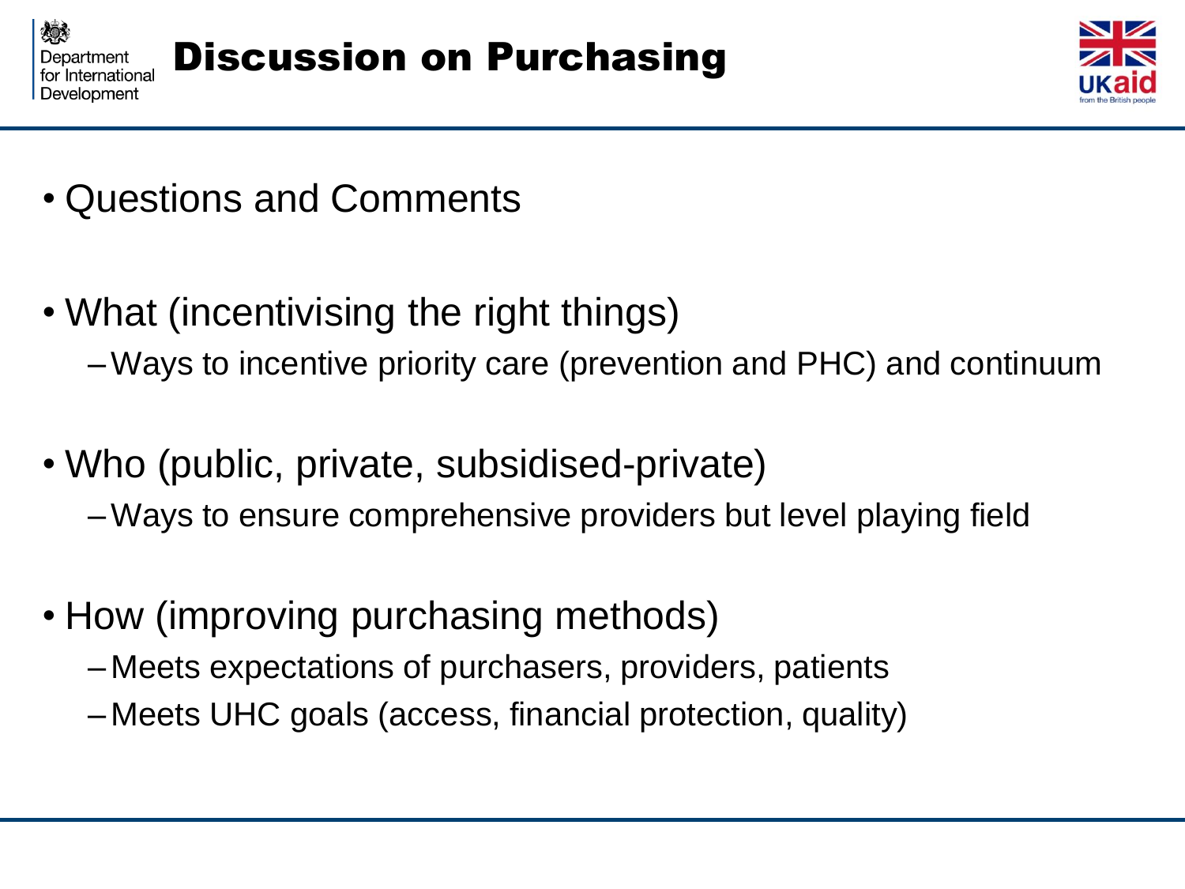# Discussion on Purchasing

- Questions and Comments
- What (incentivising the right things)
  - Ways to incentive priority care (prevention and PHC) and continuum
- Who (public, private, subsidised-private)
  - Ways to ensure comprehensive providers but level playing field
- How (improving purchasing methods)
  - Meets expectations of purchasers, providers, patients
  - Meets UHC goals (access, financial protection, quality)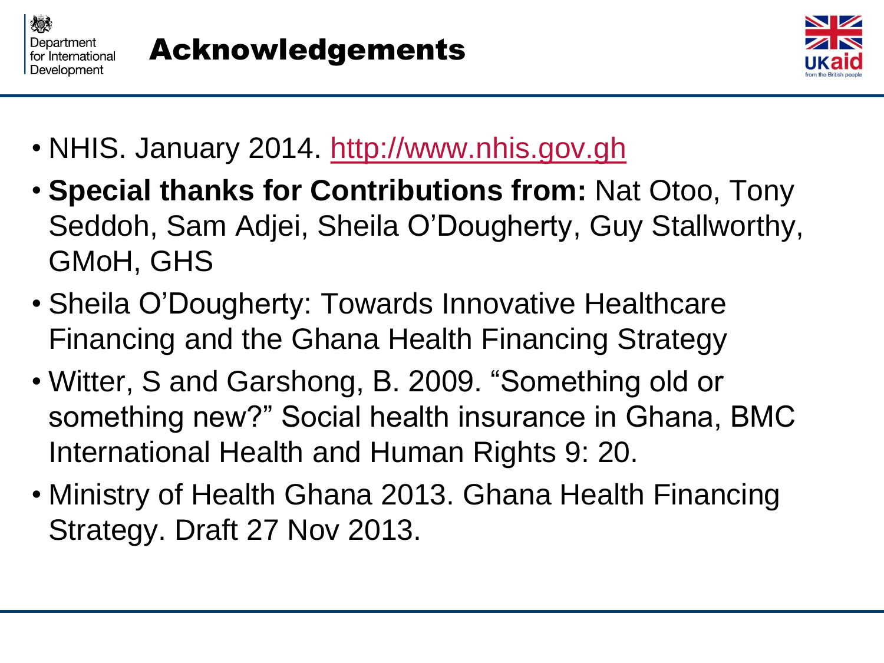# Acknowledgements

- NHIS. January 2014. http://www.nhis.gov.gh
- **Special thanks for Contributions from:** Nat Otoo, Tony Seddoh, Sam Adjei, Sheila O'Dougherty, Guy Stallworthy, GMoH, GHS
- Sheila O'Dougherty: Towards Innovative Healthcare Financing and the Ghana Health Financing Strategy
- Witter, S and Garshong, B. 2009. "Something old or something new?" Social health insurance in Ghana, BMC International Health and Human Rights 9: 20.
- Ministry of Health Ghana 2013. Ghana Health Financing Strategy. Draft 27 Nov 2013.